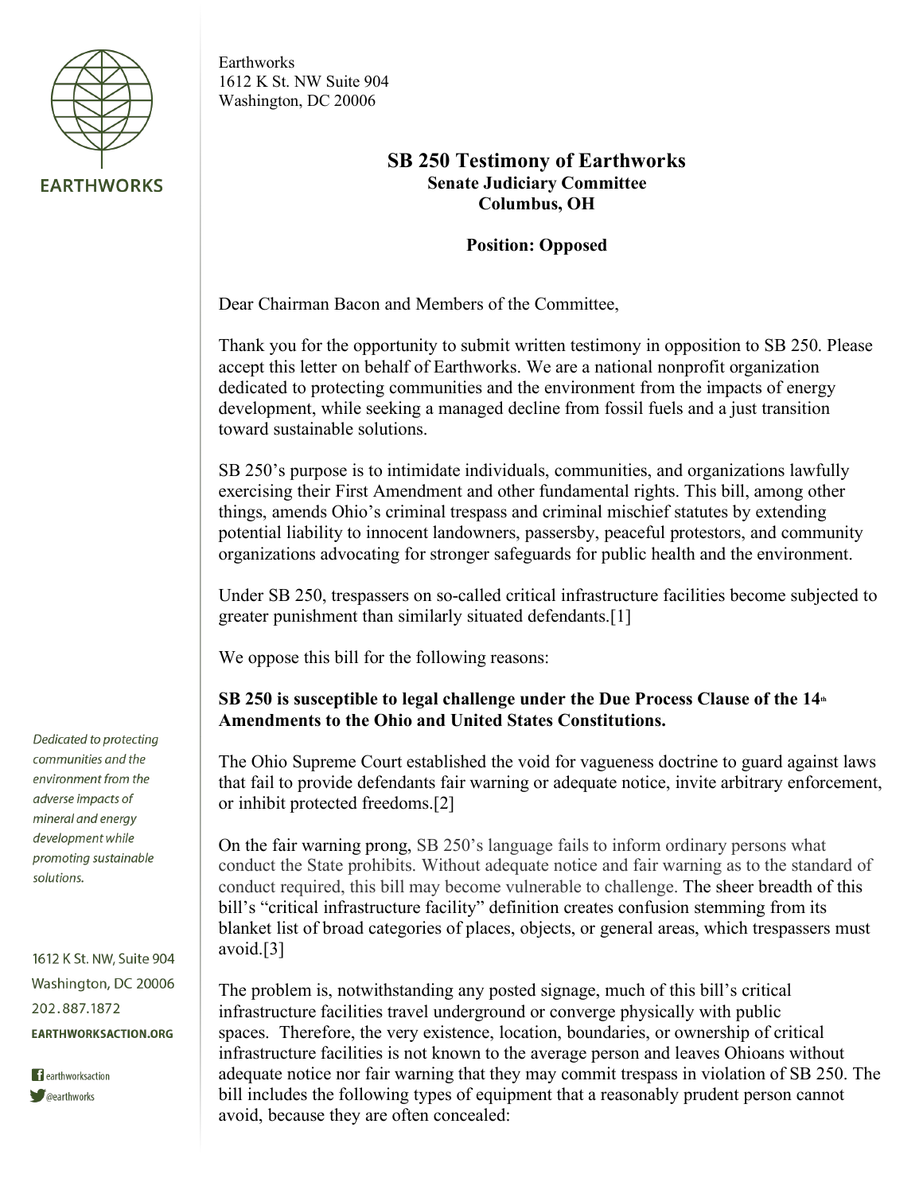Earthworks
1612 K St. NW Suite 904
Washington, DC 20006

# SB 250 Testimony of Earthworks

**Senate Judiciary Committee**
**Columbus, OH**

**Position: Opposed**

Dear Chairman Bacon and Members of the Committee,

Thank you for the opportunity to submit written testimony in opposition to SB 250. Please accept this letter on behalf of Earthworks. We are a national nonprofit organization dedicated to protecting communities and the environment from the impacts of energy development, while seeking a managed decline from fossil fuels and a just transition toward sustainable solutions.

SB 250's purpose is to intimidate individuals, communities, and organizations lawfully exercising their First Amendment and other fundamental rights. This bill, among other things, amends Ohio's criminal trespass and criminal mischief statutes by extending potential liability to innocent landowners, passersby, peaceful protestors, and community organizations advocating for stronger safeguards for public health and the environment.

Under SB 250, trespassers on so-called critical infrastructure facilities become subjected to greater punishment than similarly situated defendants.[1]

We oppose this bill for the following reasons:

**SB 250 is susceptible to legal challenge under the Due Process Clause of the 14th Amendments to the Ohio and United States Constitutions.**

The Ohio Supreme Court established the void for vagueness doctrine to guard against laws that fail to provide defendants fair warning or adequate notice, invite arbitrary enforcement, or inhibit protected freedoms.[2]

On the fair warning prong, SB 250's language fails to inform ordinary persons what conduct the State prohibits. Without adequate notice and fair warning as to the standard of conduct required, this bill may become vulnerable to challenge. The sheer breadth of this bill's "critical infrastructure facility" definition creates confusion stemming from its blanket list of broad categories of places, objects, or general areas, which trespassers must avoid.[3]

The problem is, notwithstanding any posted signage, much of this bill's critical infrastructure facilities travel underground or converge physically with public spaces. Therefore, the very existence, location, boundaries, or ownership of critical infrastructure facilities is not known to the average person and leaves Ohioans without adequate notice nor fair warning that they may commit trespass in violation of SB 250. The bill includes the following types of equipment that a reasonably prudent person cannot avoid, because they are often concealed:

*Dedicated to protecting communities and the environment from the adverse impacts of mineral and energy development while promoting sustainable solutions.*

1612 K St. NW, Suite 904
Washington, DC 20006
202.887.1872
EARTHWORKSACTION.ORG

earthworksaction
@earthworks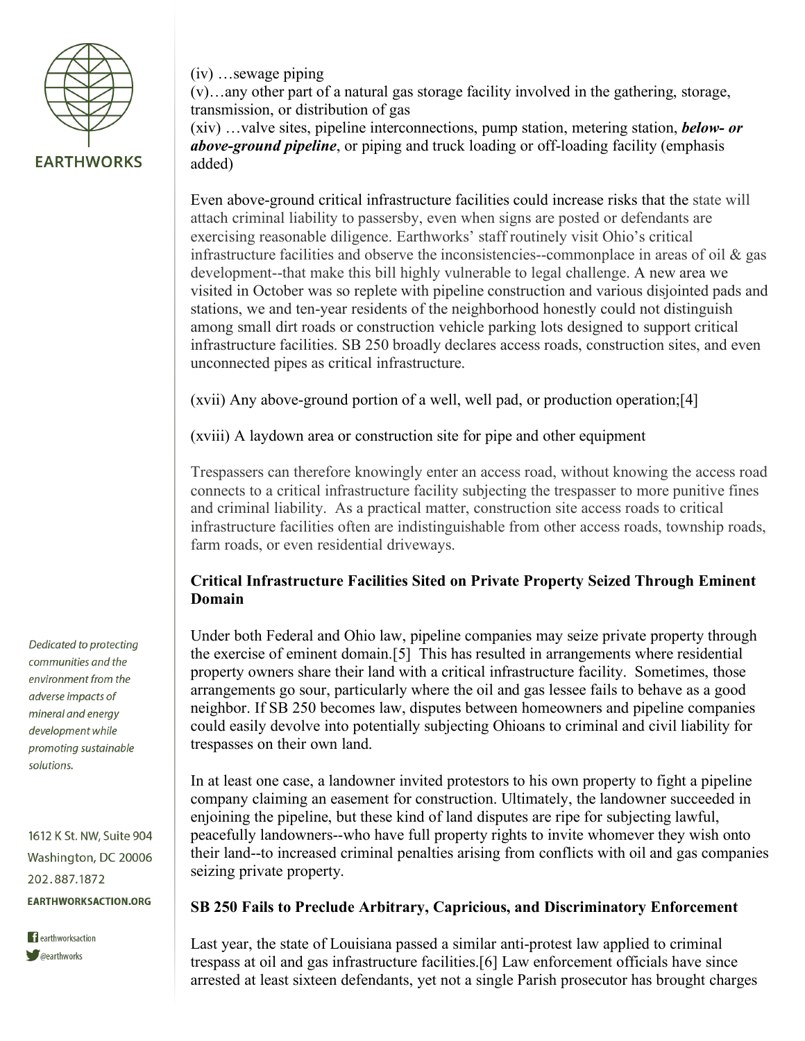(iv) …sewage piping
(v)…any other part of a natural gas storage facility involved in the gathering, storage, transmission, or distribution of gas
(xiv) …valve sites, pipeline interconnections, pump station, metering station, ***below- or above-ground pipeline***, or piping and truck loading or off-loading facility (emphasis added)

Even above-ground critical infrastructure facilities could increase risks that the state will attach criminal liability to passersby, even when signs are posted or defendants are exercising reasonable diligence. Earthworks' staff routinely visit Ohio's critical infrastructure facilities and observe the inconsistencies--commonplace in areas of oil & gas development--that make this bill highly vulnerable to legal challenge. A new area we visited in October was so replete with pipeline construction and various disjointed pads and stations, we and ten-year residents of the neighborhood honestly could not distinguish among small dirt roads or construction vehicle parking lots designed to support critical infrastructure facilities. SB 250 broadly declares access roads, construction sites, and even unconnected pipes as critical infrastructure.

(xvii) Any above-ground portion of a well, well pad, or production operation;[4]

(xviii) A laydown area or construction site for pipe and other equipment

Trespassers can therefore knowingly enter an access road, without knowing the access road connects to a critical infrastructure facility subjecting the trespasser to more punitive fines and criminal liability. As a practical matter, construction site access roads to critical infrastructure facilities often are indistinguishable from other access roads, township roads, farm roads, or even residential driveways.

**Critical Infrastructure Facilities Sited on Private Property Seized Through Eminent Domain**

Under both Federal and Ohio law, pipeline companies may seize private property through the exercise of eminent domain.[5] This has resulted in arrangements where residential property owners share their land with a critical infrastructure facility. Sometimes, those arrangements go sour, particularly where the oil and gas lessee fails to behave as a good neighbor. If SB 250 becomes law, disputes between homeowners and pipeline companies could easily devolve into potentially subjecting Ohioans to criminal and civil liability for trespasses on their own land.

In at least one case, a landowner invited protestors to his own property to fight a pipeline company claiming an easement for construction. Ultimately, the landowner succeeded in enjoining the pipeline, but these kind of land disputes are ripe for subjecting lawful, peacefully landowners--who have full property rights to invite whomever they wish onto their land--to increased criminal penalties arising from conflicts with oil and gas companies seizing private property.

**SB 250 Fails to Preclude Arbitrary, Capricious, and Discriminatory Enforcement**

Last year, the state of Louisiana passed a similar anti-protest law applied to criminal trespass at oil and gas infrastructure facilities.[6] Law enforcement officials have since arrested at least sixteen defendants, yet not a single Parish prosecutor has brought charges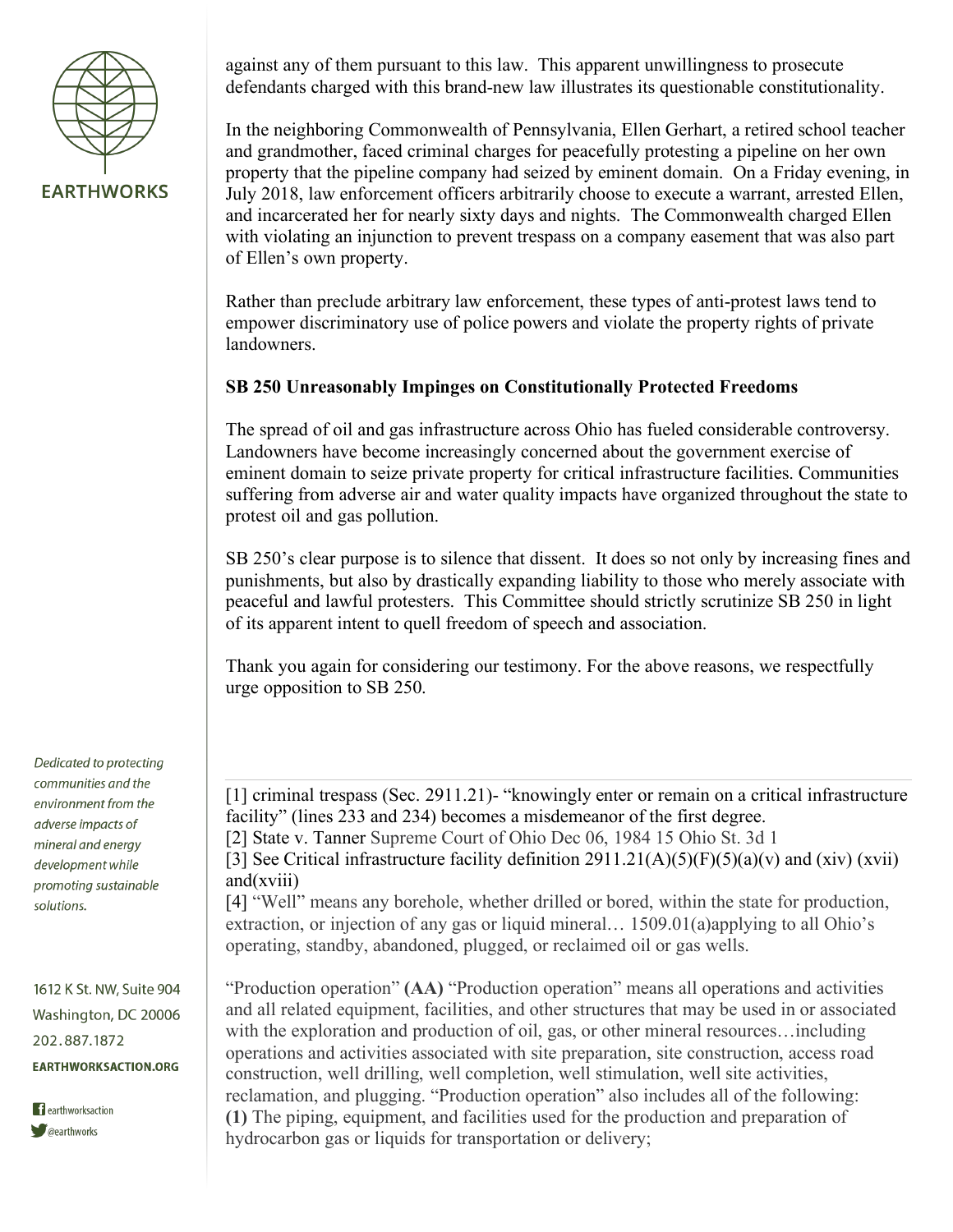against any of them pursuant to this law. This apparent unwillingness to prosecute defendants charged with this brand-new law illustrates its questionable constitutionality.

In the neighboring Commonwealth of Pennsylvania, Ellen Gerhart, a retired school teacher and grandmother, faced criminal charges for peacefully protesting a pipeline on her own property that the pipeline company had seized by eminent domain. On a Friday evening, in July 2018, law enforcement officers arbitrarily choose to execute a warrant, arrested Ellen, and incarcerated her for nearly sixty days and nights. The Commonwealth charged Ellen with violating an injunction to prevent trespass on a company easement that was also part of Ellen's own property.

Rather than preclude arbitrary law enforcement, these types of anti-protest laws tend to empower discriminatory use of police powers and violate the property rights of private landowners.

**SB 250 Unreasonably Impinges on Constitutionally Protected Freedoms**

The spread of oil and gas infrastructure across Ohio has fueled considerable controversy. Landowners have become increasingly concerned about the government exercise of eminent domain to seize private property for critical infrastructure facilities. Communities suffering from adverse air and water quality impacts have organized throughout the state to protest oil and gas pollution.

SB 250's clear purpose is to silence that dissent. It does so not only by increasing fines and punishments, but also by drastically expanding liability to those who merely associate with peaceful and lawful protesters. This Committee should strictly scrutinize SB 250 in light of its apparent intent to quell freedom of speech and association.

Thank you again for considering our testimony. For the above reasons, we respectfully urge opposition to SB 250.

---

[1] criminal trespass (Sec. 2911.21)- "knowingly enter or remain on a critical infrastructure facility" (lines 233 and 234) becomes a misdemeanor of the first degree.

[2] State v. Tanner Supreme Court of Ohio Dec 06, 1984 15 Ohio St. 3d 1

[3] See Critical infrastructure facility definition 2911.21(A)(5)(F)(5)(a)(v) and (xiv) (xvii) and(xviii)

[4] "Well" means any borehole, whether drilled or bored, within the state for production, extraction, or injection of any gas or liquid mineral… 1509.01(a)applying to all Ohio's operating, standby, abandoned, plugged, or reclaimed oil or gas wells.

"Production operation" **(AA)** "Production operation" means all operations and activities and all related equipment, facilities, and other structures that may be used in or associated with the exploration and production of oil, gas, or other mineral resources…including operations and activities associated with site preparation, site construction, access road construction, well drilling, well completion, well stimulation, well site activities, reclamation, and plugging. "Production operation" also includes all of the following:
**(1)** The piping, equipment, and facilities used for the production and preparation of hydrocarbon gas or liquids for transportation or delivery;

*Dedicated to protecting communities and the environment from the adverse impacts of mineral and energy development while promoting sustainable solutions.*

1612 K St. NW, Suite 904
Washington, DC 20006
202.887.1872
**EARTHWORKSACTION.ORG**

earthworksaction
@earthworks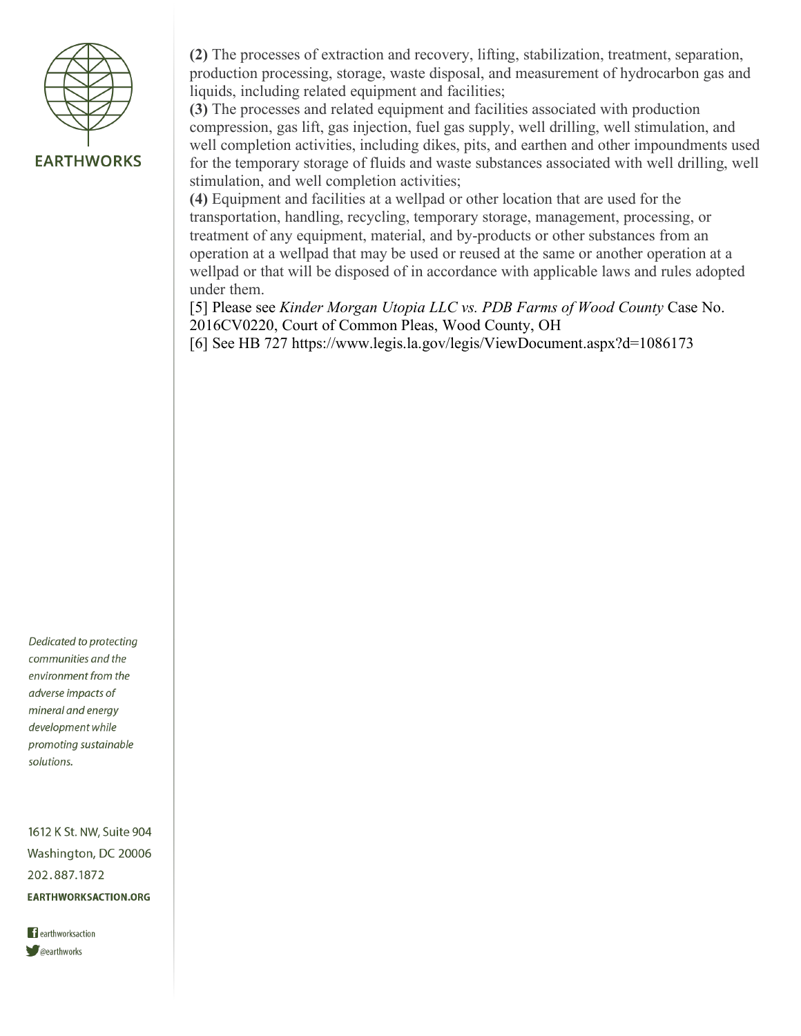**(2)** The processes of extraction and recovery, lifting, stabilization, treatment, separation, production processing, storage, waste disposal, and measurement of hydrocarbon gas and liquids, including related equipment and facilities;

**(3)** The processes and related equipment and facilities associated with production compression, gas lift, gas injection, fuel gas supply, well drilling, well stimulation, and well completion activities, including dikes, pits, and earthen and other impoundments used for the temporary storage of fluids and waste substances associated with well drilling, well stimulation, and well completion activities;

**(4)** Equipment and facilities at a wellpad or other location that are used for the transportation, handling, recycling, temporary storage, management, processing, or treatment of any equipment, material, and by-products or other substances from an operation at a wellpad that may be used or reused at the same or another operation at a wellpad or that will be disposed of in accordance with applicable laws and rules adopted under them.

[5] Please see *Kinder Morgan Utopia LLC vs. PDB Farms of Wood County* Case No. 2016CV0220, Court of Common Pleas, Wood County, OH

[6] See HB 727 https://www.legis.la.gov/legis/ViewDocument.aspx?d=1086173

EARTHWORKS

*Dedicated to protecting communities and the environment from the adverse impacts of mineral and energy development while promoting sustainable solutions.*

1612 K St. NW, Suite 904
Washington, DC 20006
202.887.1872
**EARTHWORKSACTION.ORG**

earthworksaction
@earthworks